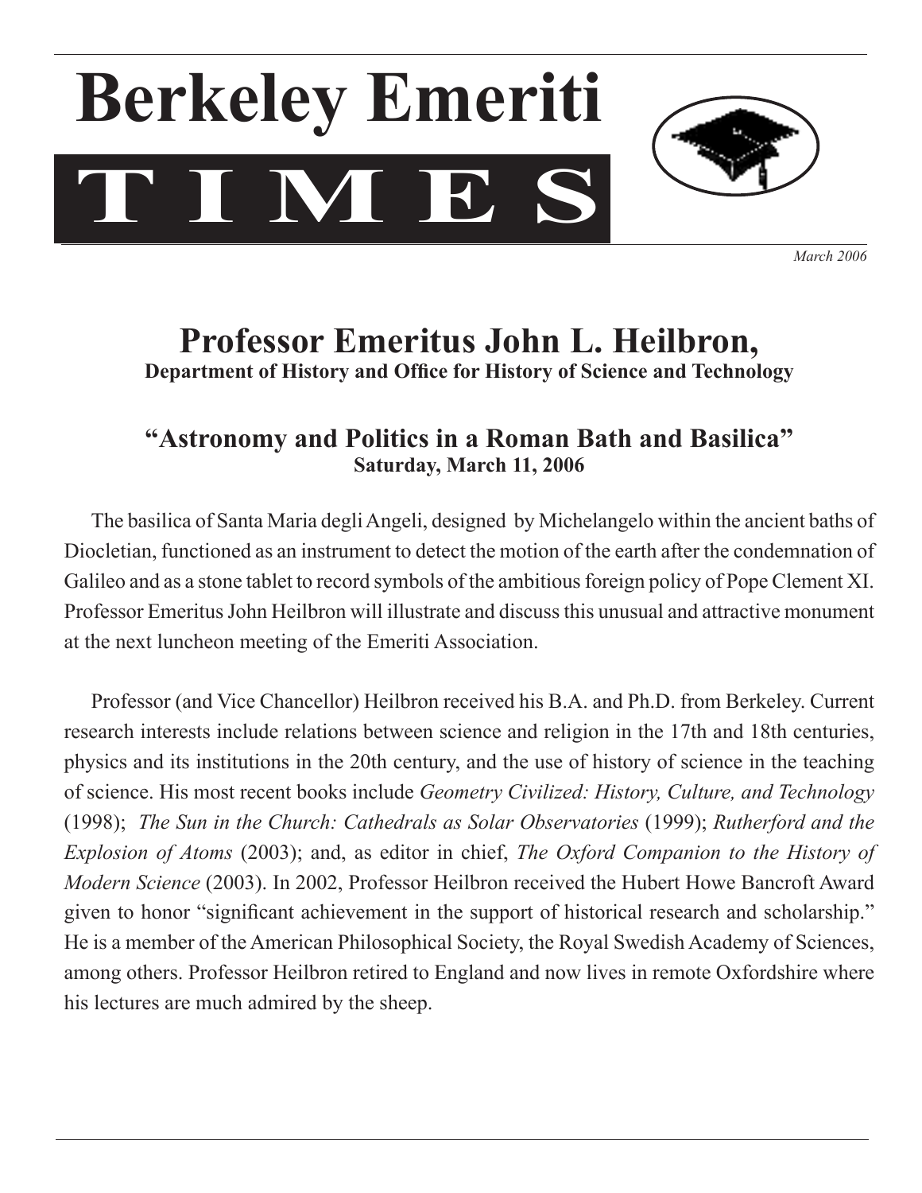# Berkeley Emeriti TIMES

*March 2006*

## Professor Emeritus John L. Heilbron,

**Department of History and Office for History of Science and Technology**

### "Astronomy and Politics in a Roman Bath and Basilica"

**Saturday, March 11, 2006**

The basilica of Santa Maria degli Angeli, designed by Michelangelo within the ancient baths of Diocletian, functioned as an instrument to detect the motion of the earth after the condemnation of Galileo and as a stone tablet to record symbols of the ambitious foreign policy of Pope Clement XI. Professor Emeritus John Heilbron will illustrate and discuss this unusual and attractive monument at the next luncheon meeting of the Emeriti Association.

Professor (and Vice Chancellor) Heilbron received his B.A. and Ph.D. from Berkeley. Current research interests include relations between science and religion in the 17th and 18th centuries, physics and its institutions in the 20th century, and the use of history of science in the teaching of science. His most recent books include *Geometry Civilized: History, Culture, and Technology* (1998); *The Sun in the Church: Cathedrals as Solar Observatories* (1999); *Rutherford and the Explosion of Atoms* (2003); and, as editor in chief, *The Oxford Companion to the History of Modern Science* (2003). In 2002, Professor Heilbron received the Hubert Howe Bancroft Award given to honor "significant achievement in the support of historical research and scholarship." He is a member of the American Philosophical Society, the Royal Swedish Academy of Sciences, among others. Professor Heilbron retired to England and now lives in remote Oxfordshire where his lectures are much admired by the sheep.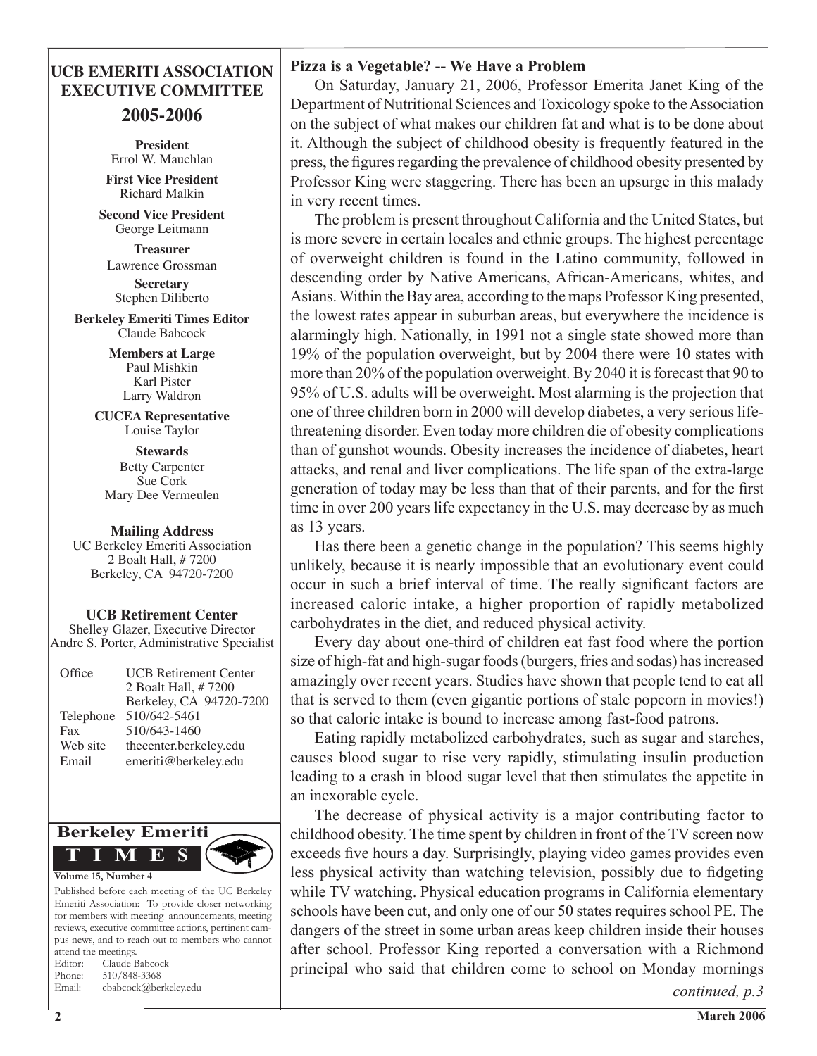## UCB EMERITI ASSOCIATION EXECUTIVE COMMITTEE 2005-2006

**President**
Errol W. Mauchlan

**First Vice President**
Richard Malkin

**Second Vice President**
George Leitmann

**Treasurer**
Lawrence Grossman

**Secretary**
Stephen Diliberto

**Berkeley Emeriti Times Editor**
Claude Babcock

**Members at Large**
Paul Mishkin
Karl Pister
Larry Waldron

**CUCEA Representative**
Louise Taylor

**Stewards**
Betty Carpenter
Sue Cork
Mary Dee Vermeulen

**Mailing Address**
UC Berkeley Emeriti Association
2 Boalt Hall, # 7200
Berkeley, CA 94720-7200

**UCB Retirement Center**
Shelley Glazer, Executive Director
Andre S. Porter, Administrative Specialist

| | |
|---|---|
| Office | UCB Retirement Center<br>2 Boalt Hall, # 7200<br>Berkeley, CA 94720-7200 |
| Telephone | 510/642-5461 |
| Fax | 510/643-1460 |
| Web site | thecenter.berkeley.edu |
| Email | emeriti@berkeley.edu |

**Berkeley Emeriti TIMES**

**Volume 15, Number 4**

Published before each meeting of the UC Berkeley Emeriti Association: To provide closer networking for members with meeting announcements, meeting reviews, executive committee actions, pertinent campus news, and to reach out to members who cannot attend the meetings.
Editor: Claude Babcock
Phone: 510/848-3368
Email: cbabcock@berkeley.edu

### Pizza is a Vegetable? -- We Have a Problem

On Saturday, January 21, 2006, Professor Emerita Janet King of the Department of Nutritional Sciences and Toxicology spoke to the Association on the subject of what makes our children fat and what is to be done about it. Although the subject of childhood obesity is frequently featured in the press, the figures regarding the prevalence of childhood obesity presented by Professor King were staggering. There has been an upsurge in this malady in very recent times.

The problem is present throughout California and the United States, but is more severe in certain locales and ethnic groups. The highest percentage of overweight children is found in the Latino community, followed in descending order by Native Americans, African-Americans, whites, and Asians. Within the Bay area, according to the maps Professor King presented, the lowest rates appear in suburban areas, but everywhere the incidence is alarmingly high. Nationally, in 1991 not a single state showed more than 19% of the population overweight, but by 2004 there were 10 states with more than 20% of the population overweight. By 2040 it is forecast that 90 to 95% of U.S. adults will be overweight. Most alarming is the projection that one of three children born in 2000 will develop diabetes, a very serious life-threatening disorder. Even today more children die of obesity complications than of gunshot wounds. Obesity increases the incidence of diabetes, heart attacks, and renal and liver complications. The life span of the extra-large generation of today may be less than that of their parents, and for the first time in over 200 years life expectancy in the U.S. may decrease by as much as 13 years.

Has there been a genetic change in the population? This seems highly unlikely, because it is nearly impossible that an evolutionary event could occur in such a brief interval of time. The really significant factors are increased caloric intake, a higher proportion of rapidly metabolized carbohydrates in the diet, and reduced physical activity.

Every day about one-third of children eat fast food where the portion size of high-fat and high-sugar foods (burgers, fries and sodas) has increased amazingly over recent years. Studies have shown that people tend to eat all that is served to them (even gigantic portions of stale popcorn in movies!) so that caloric intake is bound to increase among fast-food patrons.

Eating rapidly metabolized carbohydrates, such as sugar and starches, causes blood sugar to rise very rapidly, stimulating insulin production leading to a crash in blood sugar level that then stimulates the appetite in an inexorable cycle.

The decrease of physical activity is a major contributing factor to childhood obesity. The time spent by children in front of the TV screen now exceeds five hours a day. Surprisingly, playing video games provides even less physical activity than watching television, possibly due to fidgeting while TV watching. Physical education programs in California elementary schools have been cut, and only one of our 50 states requires school PE. The dangers of the street in some urban areas keep children inside their houses after school. Professor King reported a conversation with a Richmond principal who said that children come to school on Monday mornings

*continued, p.3*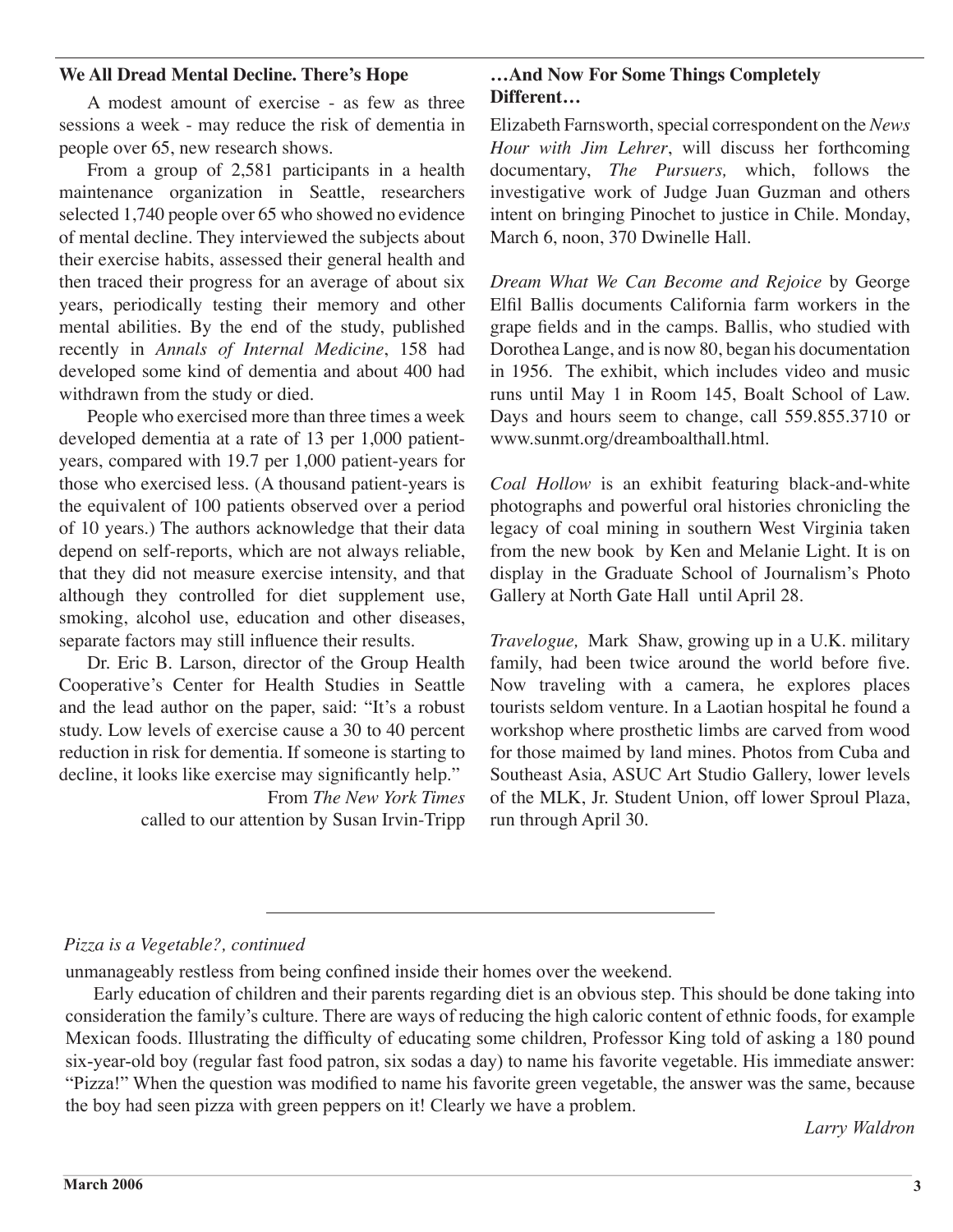### We All Dread Mental Decline. There's Hope

A modest amount of exercise - as few as three sessions a week - may reduce the risk of dementia in people over 65, new research shows.

From a group of 2,581 participants in a health maintenance organization in Seattle, researchers selected 1,740 people over 65 who showed no evidence of mental decline. They interviewed the subjects about their exercise habits, assessed their general health and then traced their progress for an average of about six years, periodically testing their memory and other mental abilities. By the end of the study, published recently in *Annals of Internal Medicine*, 158 had developed some kind of dementia and about 400 had withdrawn from the study or died.

People who exercised more than three times a week developed dementia at a rate of 13 per 1,000 patient-years, compared with 19.7 per 1,000 patient-years for those who exercised less. (A thousand patient-years is the equivalent of 100 patients observed over a period of 10 years.) The authors acknowledge that their data depend on self-reports, which are not always reliable, that they did not measure exercise intensity, and that although they controlled for diet supplement use, smoking, alcohol use, education and other diseases, separate factors may still influence their results.

Dr. Eric B. Larson, director of the Group Health Cooperative's Center for Health Studies in Seattle and the lead author on the paper, said: "It's a robust study. Low levels of exercise cause a 30 to 40 percent reduction in risk for dementia. If someone is starting to decline, it looks like exercise may significantly help."

From *The New York Times*
called to our attention by Susan Irvin-Tripp

### …And Now For Some Things Completely Different…

Elizabeth Farnsworth, special correspondent on the *News Hour with Jim Lehrer*, will discuss her forthcoming documentary, *The Pursuers,* which, follows the investigative work of Judge Juan Guzman and others intent on bringing Pinochet to justice in Chile. Monday, March 6, noon, 370 Dwinelle Hall.

*Dream What We Can Become and Rejoice* by George Elfil Ballis documents California farm workers in the grape fields and in the camps. Ballis, who studied with Dorothea Lange, and is now 80, began his documentation in 1956. The exhibit, which includes video and music runs until May 1 in Room 145, Boalt School of Law. Days and hours seem to change, call 559.855.3710 or www.sunmt.org/dreamboalthall.html.

*Coal Hollow* is an exhibit featuring black-and-white photographs and powerful oral histories chronicling the legacy of coal mining in southern West Virginia taken from the new book by Ken and Melanie Light. It is on display in the Graduate School of Journalism's Photo Gallery at North Gate Hall until April 28.

*Travelogue,* Mark Shaw, growing up in a U.K. military family, had been twice around the world before five. Now traveling with a camera, he explores places tourists seldom venture. In a Laotian hospital he found a workshop where prosthetic limbs are carved from wood for those maimed by land mines. Photos from Cuba and Southeast Asia, ASUC Art Studio Gallery, lower levels of the MLK, Jr. Student Union, off lower Sproul Plaza, run through April 30.

---

*Pizza is a Vegetable?, continued*

unmanageably restless from being confined inside their homes over the weekend.

Early education of children and their parents regarding diet is an obvious step. This should be done taking into consideration the family's culture. There are ways of reducing the high caloric content of ethnic foods, for example Mexican foods. Illustrating the difficulty of educating some children, Professor King told of asking a 180 pound six-year-old boy (regular fast food patron, six sodas a day) to name his favorite vegetable. His immediate answer: "Pizza!" When the question was modified to name his favorite green vegetable, the answer was the same, because the boy had seen pizza with green peppers on it! Clearly we have a problem.

*Larry Waldron*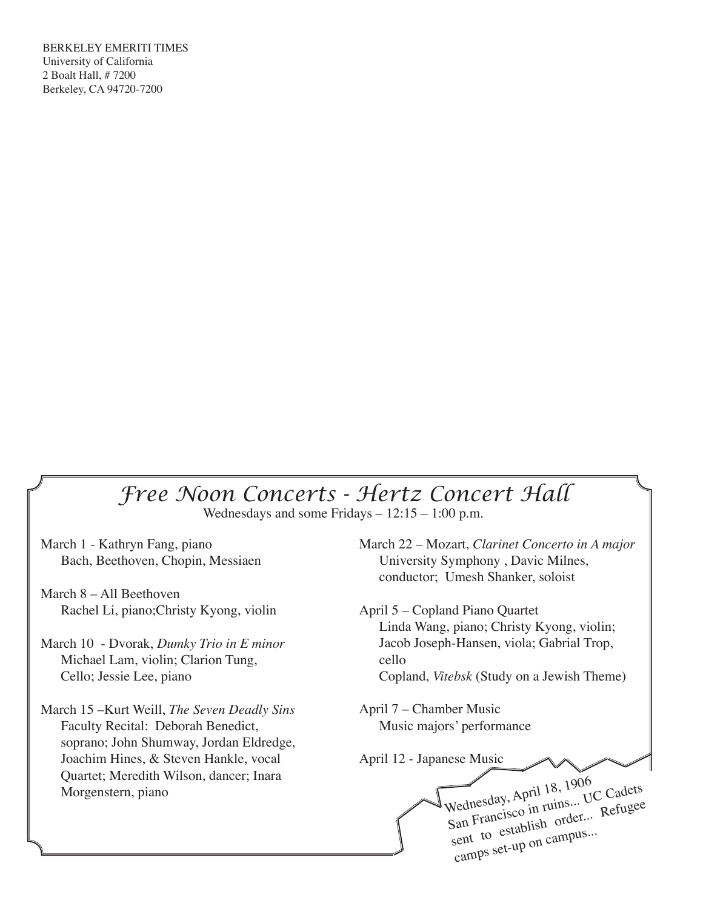BERKELEY EMERITI TIMES
University of California
2 Boalt Hall, # 7200
Berkeley, CA 94720-7200

## *Free Noon Concerts - Hertz Concert Hall*

Wednesdays and some Fridays – 12:15 – 1:00 p.m.

March 1 - Kathryn Fang, piano
Bach, Beethoven, Chopin, Messiaen

March 8 – All Beethoven
Rachel Li, piano;Christy Kyong, violin

March 10 - Dvorak, *Dumky Trio in E minor*
Michael Lam, violin; Clarion Tung, Cello; Jessie Lee, piano

March 15 –Kurt Weill, *The Seven Deadly Sins*
Faculty Recital: Deborah Benedict, soprano; John Shumway, Jordan Eldredge, Joachim Hines, & Steven Hankle, vocal Quartet; Meredith Wilson, dancer; Inara Morgenstern, piano

March 22 – Mozart, *Clarinet Concerto in A major*
University Symphony , Davic Milnes, conductor; Umesh Shanker, soloist

April 5 – Copland Piano Quartet
Linda Wang, piano; Christy Kyong, violin; Jacob Joseph-Hansen, viola; Gabrial Trop, cello
Copland, *Vitebsk* (Study on a Jewish Theme)

April 7 – Chamber Music
Music majors' performance

April 12 - Japanese Music

Wednesday, April 18, 1906
San Francisco in ruins... UC Cadets sent to establish order... Refugee camps set-up on campus...